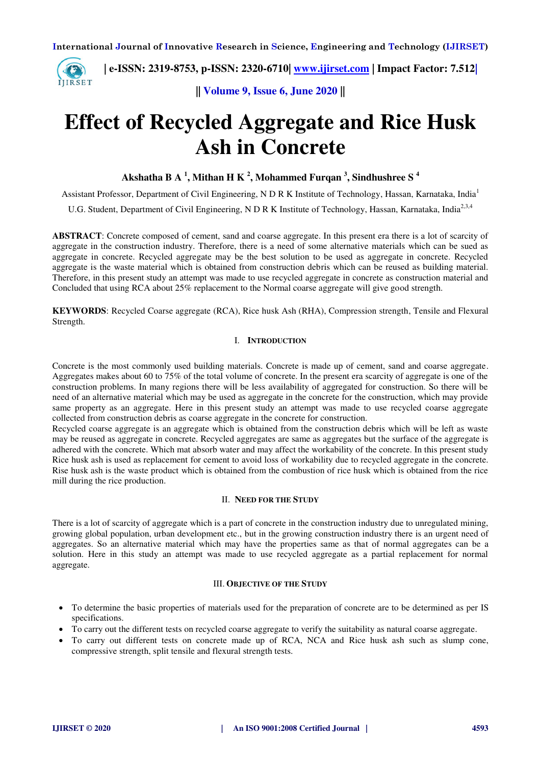# Effect of Recycled Aggregate and Rice Husk Ash in Concrete

**Akshatha B A [1], Mithan H K [2], Mohammed Furqan [3], Sindhushree S [4]**

Assistant Professor, Department of Civil Engineering, N D R K Institute of Technology, Hassan, Karnataka, India[1]

U.G. Student, Department of Civil Engineering, N D R K Institute of Technology, Hassan, Karnataka, India[2,3,4]

**ABSTRACT**: Concrete composed of cement, sand and coarse aggregate. In this present era there is a lot of scarcity of aggregate in the construction industry. Therefore, there is a need of some alternative materials which can be sued as aggregate in concrete. Recycled aggregate may be the best solution to be used as aggregate in concrete. Recycled aggregate is the waste material which is obtained from construction debris which can be reused as building material. Therefore, in this present study an attempt was made to use recycled aggregate in concrete as construction material and Concluded that using RCA about 25% replacement to the Normal coarse aggregate will give good strength.

**KEYWORDS**: Recycled Coarse aggregate (RCA), Rice husk Ash (RHA), Compression strength, Tensile and Flexural Strength.

## I. INTRODUCTION

Concrete is the most commonly used building materials. Concrete is made up of cement, sand and coarse aggregate. Aggregates makes about 60 to 75% of the total volume of concrete. In the present era scarcity of aggregate is one of the construction problems. In many regions there will be less availability of aggregated for construction. So there will be need of an alternative material which may be used as aggregate in the concrete for the construction, which may provide same property as an aggregate. Here in this present study an attempt was made to use recycled coarse aggregate collected from construction debris as coarse aggregate in the concrete for construction.

Recycled coarse aggregate is an aggregate which is obtained from the construction debris which will be left as waste may be reused as aggregate in concrete. Recycled aggregates are same as aggregates but the surface of the aggregate is adhered with the concrete. Which mat absorb water and may affect the workability of the concrete. In this present study Rice husk ash is used as replacement for cement to avoid loss of workability due to recycled aggregate in the concrete. Rise husk ash is the waste product which is obtained from the combustion of rice husk which is obtained from the rice mill during the rice production.

## II. NEED FOR THE STUDY

There is a lot of scarcity of aggregate which is a part of concrete in the construction industry due to unregulated mining, growing global population, urban development etc., but in the growing construction industry there is an urgent need of aggregates. So an alternative material which may have the properties same as that of normal aggregates can be a solution. Here in this study an attempt was made to use recycled aggregate as a partial replacement for normal aggregate.

## III. OBJECTIVE OF THE STUDY

- To determine the basic properties of materials used for the preparation of concrete are to be determined as per IS specifications.
- To carry out the different tests on recycled coarse aggregate to verify the suitability as natural coarse aggregate.
- To carry out different tests on concrete made up of RCA, NCA and Rice husk ash such as slump cone, compressive strength, split tensile and flexural strength tests.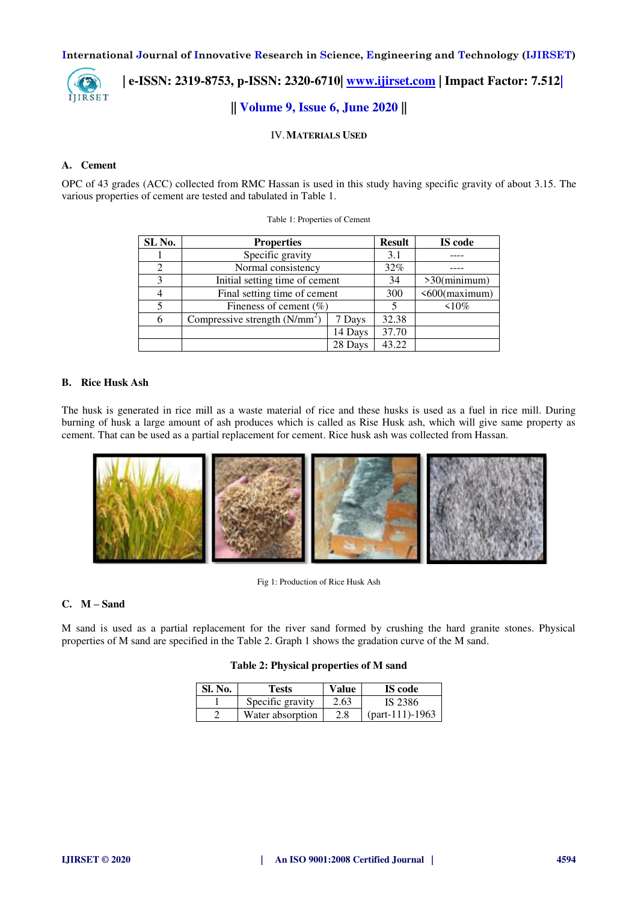## IV. MATERIALS USED

### A. Cement

OPC of 43 grades (ACC) collected from RMC Hassan is used in this study having specific gravity of about 3.15. The various properties of cement are tested and tabulated in Table 1.

Table 1: Properties of Cement

| SL No. | Properties | | Result | IS code |
|---|---|---|---|---|
| 1 | Specific gravity | | 3.1 | ---- |
| 2 | Normal consistency | | 32% | ---- |
| 3 | Initial setting time of cement | | 34 | >30(minimum) |
| 4 | Final setting time of cement | | 300 | <600(maximum) |
| 5 | Fineness of cement (%) | | 5 | <10% |
| 6 | Compressive strength (N/mm$^2$) | 7 Days | 32.38 | |
| | | 14 Days | 37.70 | |
| | | 28 Days | 43.22 | |

### B. Rice Husk Ash

The husk is generated in rice mill as a waste material of rice and these husks is used as a fuel in rice mill. During burning of husk a large amount of ash produces which is called as Rise Husk ash, which will give same property as cement. That can be used as a partial replacement for cement. Rice husk ash was collected from Hassan.

Fig 1: Production of Rice Husk Ash

### C. M – Sand

M sand is used as a partial replacement for the river sand formed by crushing the hard granite stones. Physical properties of M sand are specified in the Table 2. Graph 1 shows the gradation curve of the M sand.

**Table 2: Physical properties of M sand**

| Sl. No. | Tests | Value | IS code |
|---|---|---|---|
| 1 | Specific gravity | 2.63 | IS 2386 |
| 2 | Water absorption | 2.8 | (part-111)-1963 |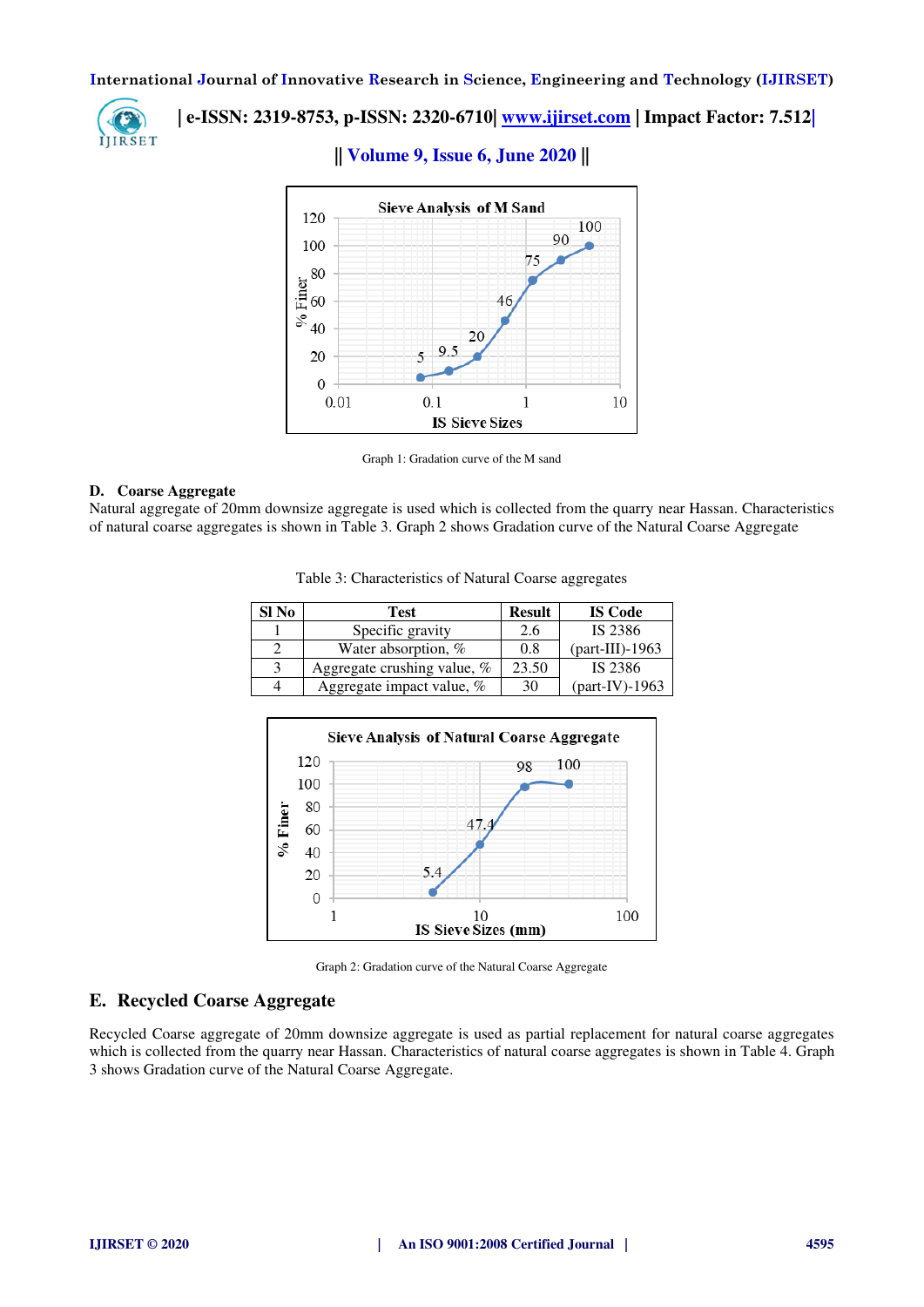Graph 1: Gradation curve of the M sand

### D. Coarse Aggregate

Natural aggregate of 20mm downsize aggregate is used which is collected from the quarry near Hassan. Characteristics of natural coarse aggregates is shown in Table 3. Graph 2 shows Gradation curve of the Natural Coarse Aggregate

Table 3: Characteristics of Natural Coarse aggregates

| Sl No | Test | Result | IS Code |
|---|---|---|---|
| 1 | Specific gravity | 2.6 | IS 2386 (part-III)-1963 |
| 2 | Water absorption, % | 0.8 | |
| 3 | Aggregate crushing value, % | 23.50 | IS 2386 (part-IV)-1963 |
| 4 | Aggregate impact value, % | 30 | |

Graph 2: Gradation curve of the Natural Coarse Aggregate

## E. Recycled Coarse Aggregate

Recycled Coarse aggregate of 20mm downsize aggregate is used as partial replacement for natural coarse aggregates which is collected from the quarry near Hassan. Characteristics of natural coarse aggregates is shown in Table 4. Graph 3 shows Gradation curve of the Natural Coarse Aggregate.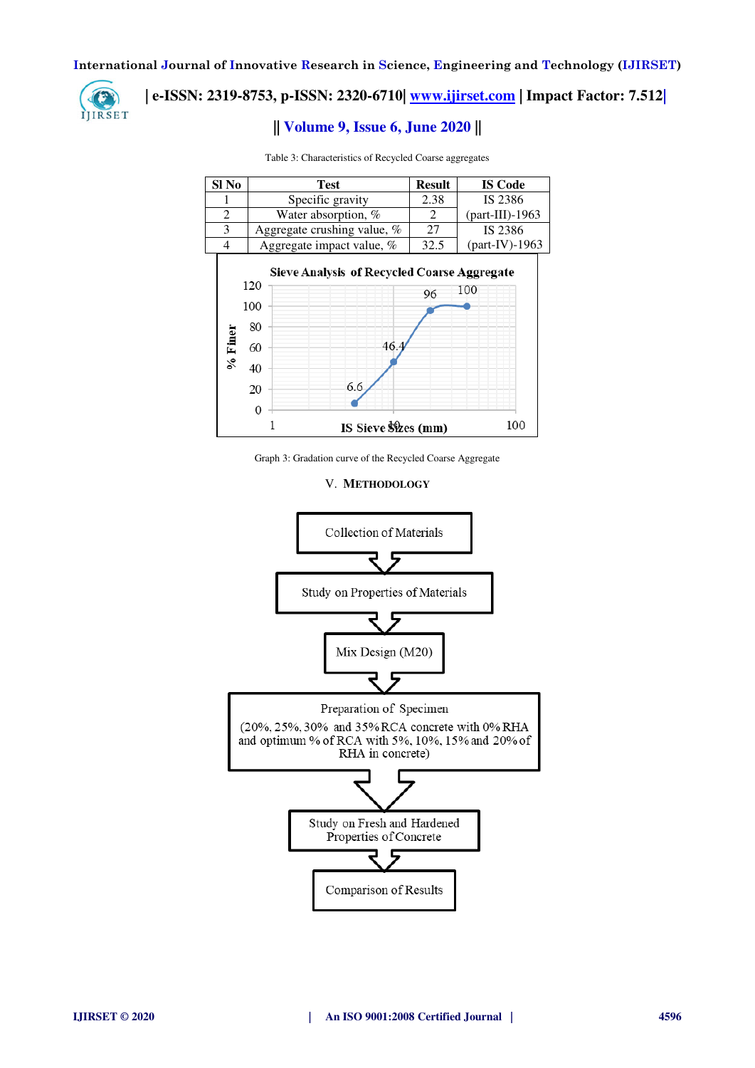Table 3: Characteristics of Recycled Coarse aggregates

| Sl No | Test | Result | IS Code |
|---|---|---|---|
| 1 | Specific gravity | 2.38 | IS 2386 (part-III)-1963 |
| 2 | Water absorption, % | 2 | |
| 3 | Aggregate crushing value, % | 27 | IS 2386 (part-IV)-1963 |
| 4 | Aggregate impact value, % | 32.5 | |

Graph 3: Gradation curve of the Recycled Coarse Aggregate

## V. METHODOLOGY

Collection of Materials

↓

Study on Properties of Materials

↓

Mix Design (M20)

↓

Preparation of Specimen (20%, 25%, 30% and 35% RCA concrete with 0% RHA and optimum % of RCA with 5%, 10%, 15% and 20% of RHA in concrete)

↓

Study on Fresh and Hardened Properties of Concrete

↓

Comparison of Results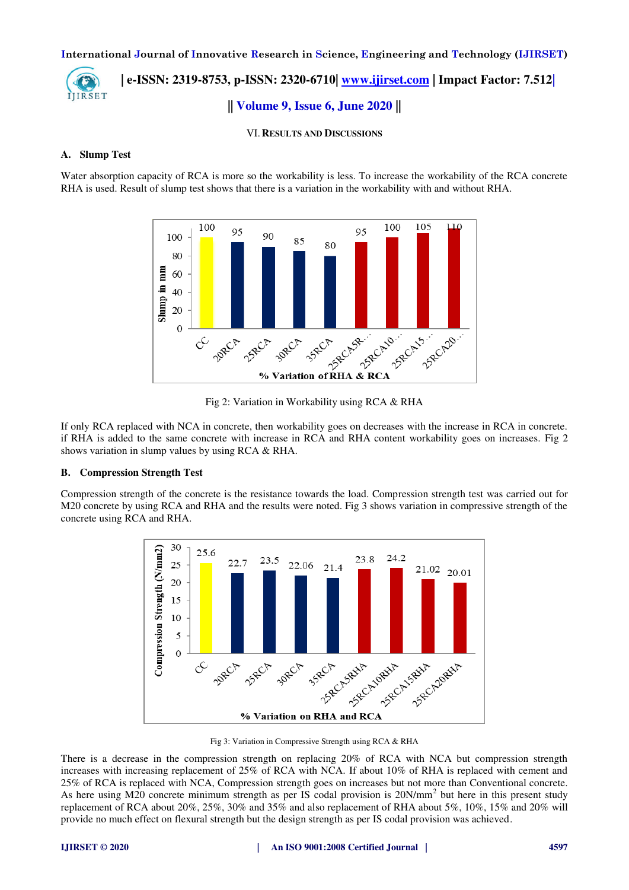## VI. RESULTS AND DISCUSSIONS

### A. Slump Test

Water absorption capacity of RCA is more so the workability is less. To increase the workability of the RCA concrete RHA is used. Result of slump test shows that there is a variation in the workability with and without RHA.

Fig 2: Variation in Workability using RCA & RHA

If only RCA replaced with NCA in concrete, then workability goes on decreases with the increase in RCA in concrete. if RHA is added to the same concrete with increase in RCA and RHA content workability goes on increases. Fig 2 shows variation in slump values by using RCA & RHA.

### B. Compression Strength Test

Compression strength of the concrete is the resistance towards the load. Compression strength test was carried out for M20 concrete by using RCA and RHA and the results were noted. Fig 3 shows variation in compressive strength of the concrete using RCA and RHA.

Fig 3: Variation in Compressive Strength using RCA & RHA

There is a decrease in the compression strength on replacing 20% of RCA with NCA but compression strength increases with increasing replacement of 25% of RCA with NCA. If about 10% of RHA is replaced with cement and 25% of RCA is replaced with NCA, Compression strength goes on increases but not more than Conventional concrete. As here using M20 concrete minimum strength as per IS codal provision is 20N/mm$^2$ but here in this present study replacement of RCA about 20%, 25%, 30% and 35% and also replacement of RHA about 5%, 10%, 15% and 20% will provide no much effect on flexural strength but the design strength as per IS codal provision was achieved.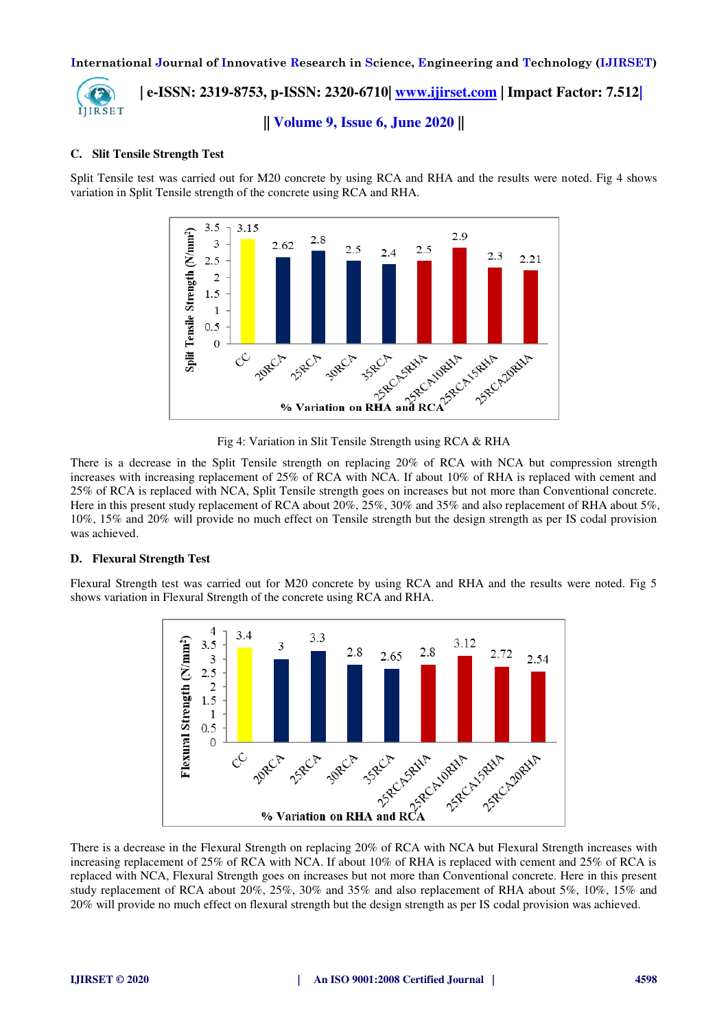### C. Slit Tensile Strength Test

Split Tensile test was carried out for M20 concrete by using RCA and RHA and the results were noted. Fig 4 shows variation in Split Tensile strength of the concrete using RCA and RHA.

Fig 4: Variation in Slit Tensile Strength using RCA & RHA

There is a decrease in the Split Tensile strength on replacing 20% of RCA with NCA but compression strength increases with increasing replacement of 25% of RCA with NCA. If about 10% of RHA is replaced with cement and 25% of RCA is replaced with NCA, Split Tensile strength goes on increases but not more than Conventional concrete. Here in this present study replacement of RCA about 20%, 25%, 30% and 35% and also replacement of RHA about 5%, 10%, 15% and 20% will provide no much effect on Tensile strength but the design strength as per IS codal provision was achieved.

### D. Flexural Strength Test

Flexural Strength test was carried out for M20 concrete by using RCA and RHA and the results were noted. Fig 5 shows variation in Flexural Strength of the concrete using RCA and RHA.

There is a decrease in the Flexural Strength on replacing 20% of RCA with NCA but Flexural Strength increases with increasing replacement of 25% of RCA with NCA. If about 10% of RHA is replaced with cement and 25% of RCA is replaced with NCA, Flexural Strength goes on increases but not more than Conventional concrete. Here in this present study replacement of RCA about 20%, 25%, 30% and 35% and also replacement of RHA about 5%, 10%, 15% and 20% will provide no much effect on flexural strength but the design strength as per IS codal provision was achieved.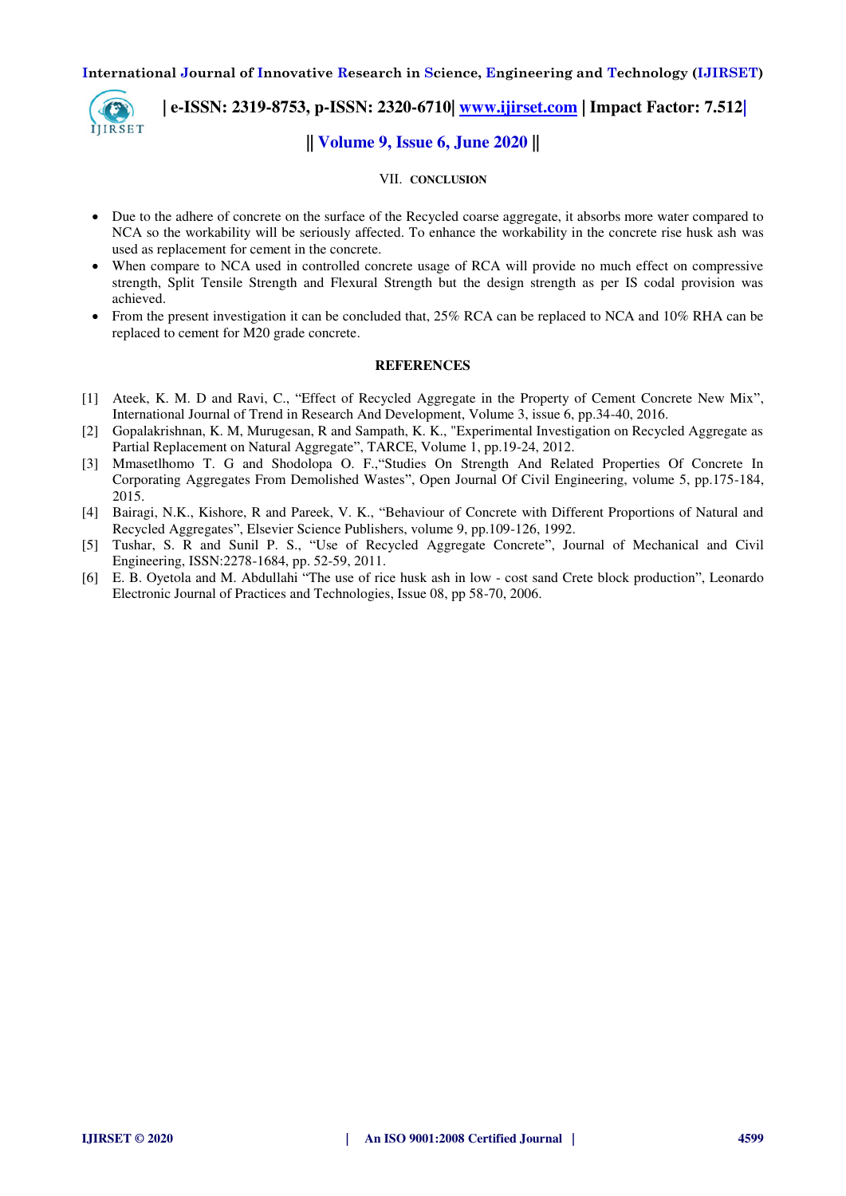## VII. CONCLUSION

- Due to the adhere of concrete on the surface of the Recycled coarse aggregate, it absorbs more water compared to NCA so the workability will be seriously affected. To enhance the workability in the concrete rise husk ash was used as replacement for cement in the concrete.
- When compare to NCA used in controlled concrete usage of RCA will provide no much effect on compressive strength, Split Tensile Strength and Flexural Strength but the design strength as per IS codal provision was achieved.
- From the present investigation it can be concluded that, 25% RCA can be replaced to NCA and 10% RHA can be replaced to cement for M20 grade concrete.

## REFERENCES

[1] Ateek, K. M. D and Ravi, C., "Effect of Recycled Aggregate in the Property of Cement Concrete New Mix", International Journal of Trend in Research And Development, Volume 3, issue 6, pp.34-40, 2016.

[2] Gopalakrishnan, K. M, Murugesan, R and Sampath, K. K., "Experimental Investigation on Recycled Aggregate as Partial Replacement on Natural Aggregate", TARCE, Volume 1, pp.19-24, 2012.

[3] Mmasetlhomo T. G and Shodolopa O. F.,"Studies On Strength And Related Properties Of Concrete In Corporating Aggregates From Demolished Wastes", Open Journal Of Civil Engineering, volume 5, pp.175-184, 2015.

[4] Bairagi, N.K., Kishore, R and Pareek, V. K., "Behaviour of Concrete with Different Proportions of Natural and Recycled Aggregates", Elsevier Science Publishers, volume 9, pp.109-126, 1992.

[5] Tushar, S. R and Sunil P. S., "Use of Recycled Aggregate Concrete", Journal of Mechanical and Civil Engineering, ISSN:2278-1684, pp. 52-59, 2011.

[6] E. B. Oyetola and M. Abdullahi "The use of rice husk ash in low - cost sand Crete block production", Leonardo Electronic Journal of Practices and Technologies, Issue 08, pp 58-70, 2006.